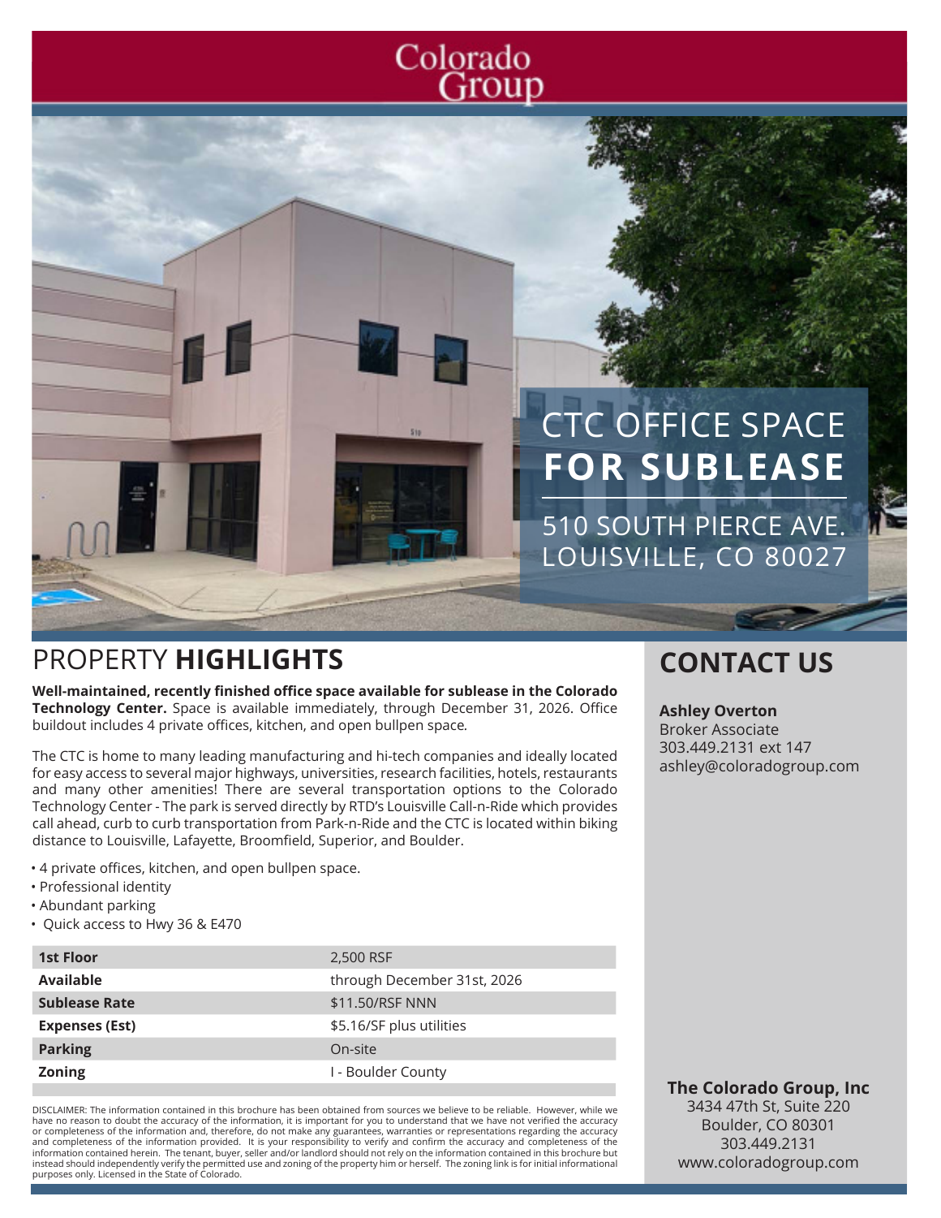# Colorado Group

# CTC OFFICE SPACE **FOR SUBLEASE**

510 SOUTH PIERCE AVE.
LOUISVILLE, CO 80027

## PROPERTY **HIGHLIGHTS**

**Well-maintained, recently finished office space available for sublease in the Colorado Technology Center.** Space is available immediately, through December 31, 2026. Office buildout includes 4 private offices, kitchen, and open bullpen space.

The CTC is home to many leading manufacturing and hi-tech companies and ideally located for easy access to several major highways, universities, research facilities, hotels, restaurants and many other amenities! There are several transportation options to the Colorado Technology Center - The park is served directly by RTD's Louisville Call-n-Ride which provides call ahead, curb to curb transportation from Park-n-Ride and the CTC is located within biking distance to Louisville, Lafayette, Broomfield, Superior, and Boulder.

- 4 private offices, kitchen, and open bullpen space.
- Professional identity
- Abundant parking
- Quick access to Hwy 36 & E470

| | |
|---|---|
| **1st Floor** | 2,500 RSF |
| **Available** | through December 31st, 2026 |
| **Sublease Rate** | $11.50/RSF NNN |
| **Expenses (Est)** | $5.16/SF plus utilities |
| **Parking** | On-site |
| **Zoning** | I - Boulder County |

DISCLAIMER: The information contained in this brochure has been obtained from sources we believe to be reliable. However, while we have no reason to doubt the accuracy of the information, it is important for you to understand that we have not verified the accuracy or completeness of the information and, therefore, do not make any guarantees, warranties or representations regarding the accuracy and completeness of the information provided. It is your responsibility to verify and confirm the accuracy and completeness of the information contained herein. The tenant, buyer, seller and/or landlord should not rely on the information contained in this brochure but instead should independently verify the permitted use and zoning of the property him or herself. The zoning link is for initial informational purposes only. Licensed in the State of Colorado.

## CONTACT US

**Ashley Overton**
Broker Associate
303.449.2131 ext 147
ashley@coloradogroup.com

**The Colorado Group, Inc**
3434 47th St, Suite 220
Boulder, CO 80301
303.449.2131
www.coloradogroup.com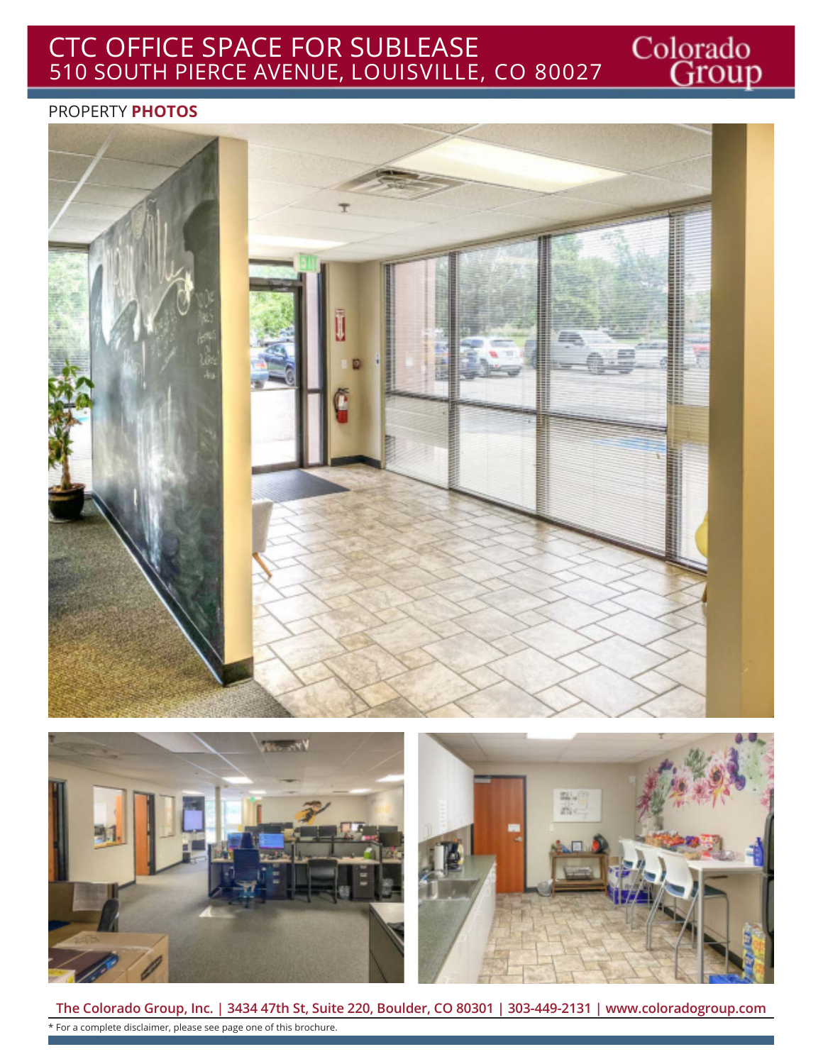# CTC OFFICE SPACE FOR SUBLEASE
## 510 SOUTH PIERCE AVENUE, LOUISVILLE, CO 80027

Colorado Group

PROPERTY **PHOTOS**

**The Colorado Group, Inc. | 3434 47th St, Suite 220, Boulder, CO 80301 | 303-449-2131 | www.coloradogroup.com**

* For a complete disclaimer, please see page one of this brochure.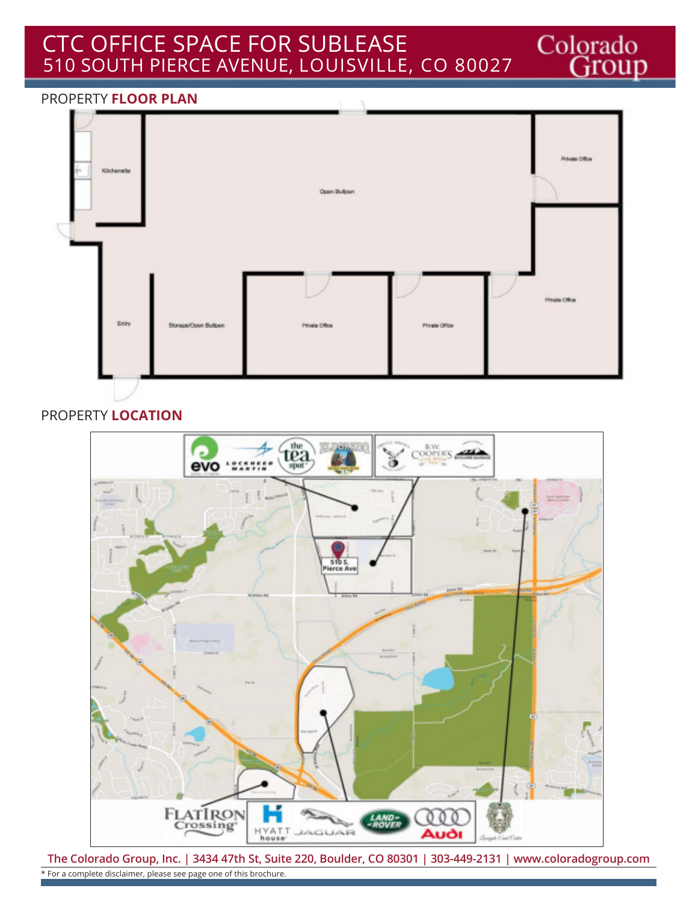# CTC OFFICE SPACE FOR SUBLEASE
510 SOUTH PIERCE AVENUE, LOUISVILLE, CO 80027

Colorado Group

## PROPERTY **FLOOR PLAN**

Kitchenette
Open Bullpen
Private Office
Private Office
Entry
Storage/Open Bullpen
Private Office
Private Office

## PROPERTY **LOCATION**

510 S. Pierce Ave

evo
LOCKHEED MARTIN
the tea spot
ELDORADO
COOPER'S
BOULDER SAUSAGE
FLATIRON Crossing
HYATT house
JAGUAR
LAND ROVER
Audi

The Colorado Group, Inc. | 3434 47th St, Suite 220, Boulder, CO 80301 | 303-449-2131 | www.coloradogroup.com

* For a complete disclaimer, please see page one of this brochure.